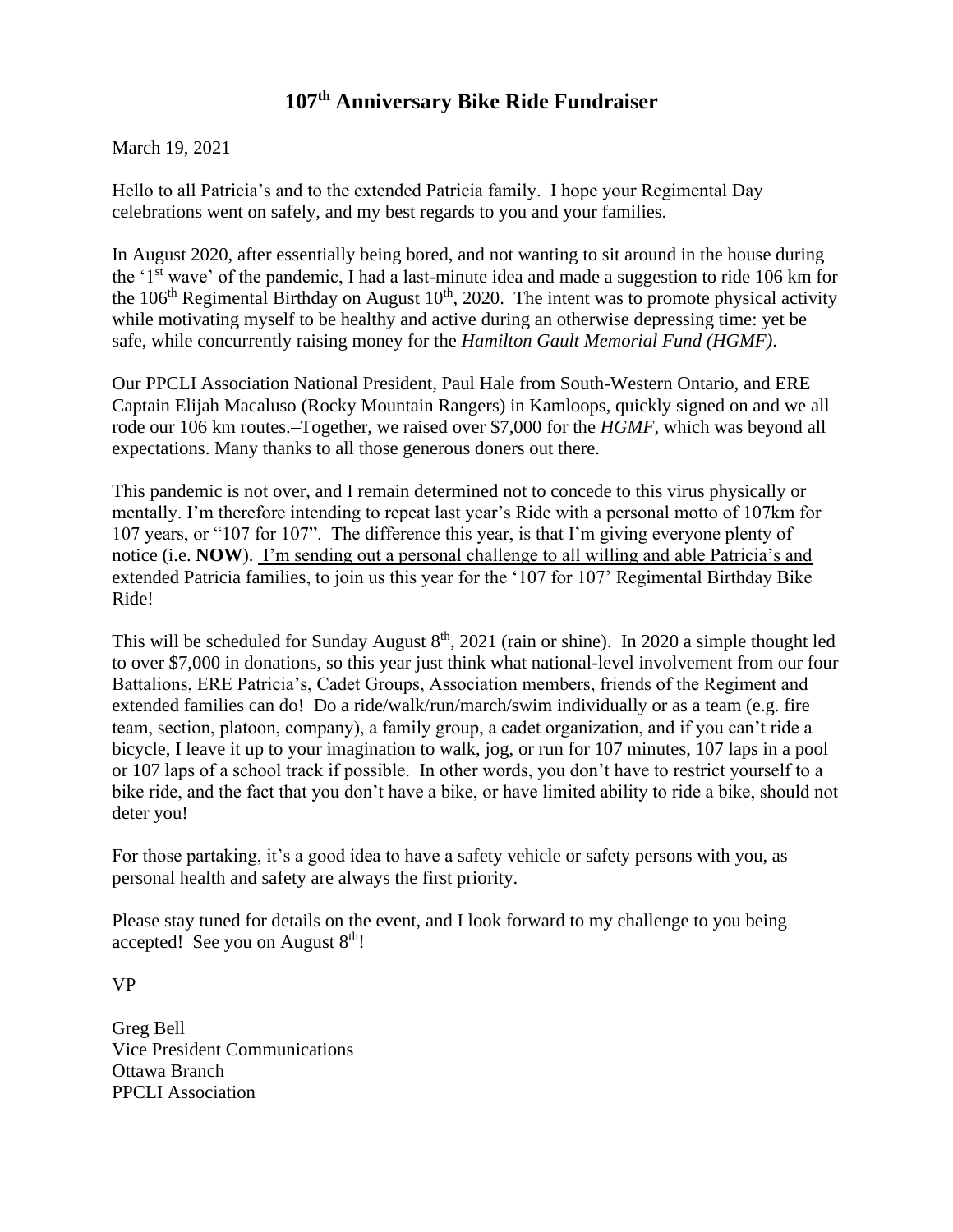# 107th Anniversary Bike Ride Fundraiser

March 19, 2021

Hello to all Patricia's and to the extended Patricia family. I hope your Regimental Day celebrations went on safely, and my best regards to you and your families.

In August 2020, after essentially being bored, and not wanting to sit around in the house during the '1st wave' of the pandemic, I had a last-minute idea and made a suggestion to ride 106 km for the 106th Regimental Birthday on August 10th, 2020. The intent was to promote physical activity while motivating myself to be healthy and active during an otherwise depressing time: yet be safe, while concurrently raising money for the *Hamilton Gault Memorial Fund (HGMF)*.

Our PPCLI Association National President, Paul Hale from South-Western Ontario, and ERE Captain Elijah Macaluso (Rocky Mountain Rangers) in Kamloops, quickly signed on and we all rode our 106 km routes.–Together, we raised over $7,000 for the *HGMF*, which was beyond all expectations. Many thanks to all those generous doners out there.

This pandemic is not over, and I remain determined not to concede to this virus physically or mentally. I'm therefore intending to repeat last year's Ride with a personal motto of 107km for 107 years, or "107 for 107". The difference this year, is that I'm giving everyone plenty of notice (i.e. **NOW**). <u>I'm sending out a personal challenge to all willing and able Patricia's and extended Patricia families</u>, to join us this year for the '107 for 107' Regimental Birthday Bike Ride!

This will be scheduled for Sunday August 8th, 2021 (rain or shine). In 2020 a simple thought led to over $7,000 in donations, so this year just think what national-level involvement from our four Battalions, ERE Patricia's, Cadet Groups, Association members, friends of the Regiment and extended families can do! Do a ride/walk/run/march/swim individually or as a team (e.g. fire team, section, platoon, company), a family group, a cadet organization, and if you can't ride a bicycle, I leave it up to your imagination to walk, jog, or run for 107 minutes, 107 laps in a pool or 107 laps of a school track if possible. In other words, you don't have to restrict yourself to a bike ride, and the fact that you don't have a bike, or have limited ability to ride a bike, should not deter you!

For those partaking, it's a good idea to have a safety vehicle or safety persons with you, as personal health and safety are always the first priority.

Please stay tuned for details on the event, and I look forward to my challenge to you being accepted! See you on August 8th!

VP

Greg Bell
Vice President Communications
Ottawa Branch
PPCLI Association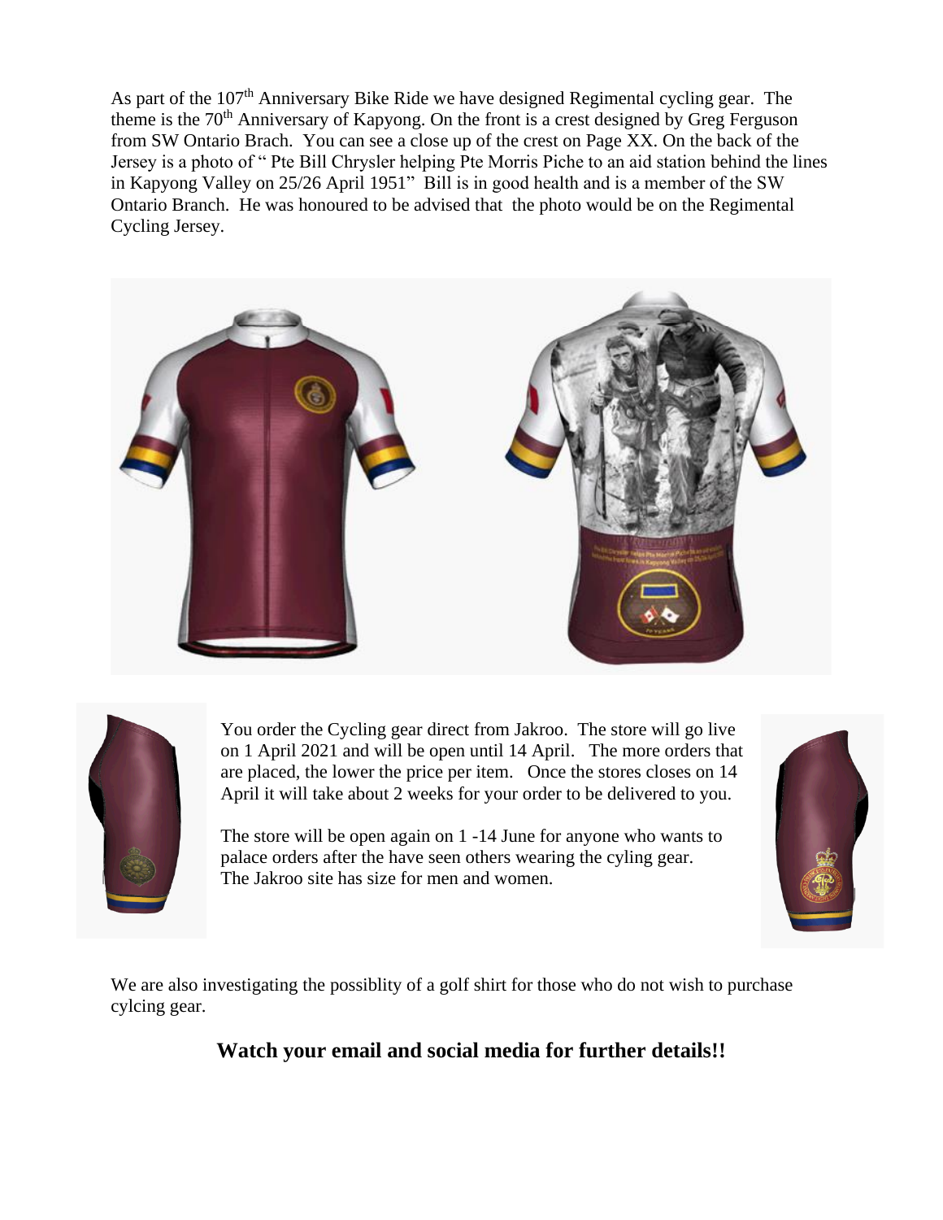As part of the 107th Anniversary Bike Ride we have designed Regimental cycling gear. The theme is the 70th Anniversary of Kapyong. On the front is a crest designed by Greg Ferguson from SW Ontario Brach. You can see a close up of the crest on Page XX. On the back of the Jersey is a photo of " Pte Bill Chrysler helping Pte Morris Piche to an aid station behind the lines in Kapyong Valley on 25/26 April 1951" Bill is in good health and is a member of the SW Ontario Branch. He was honoured to be advised that the photo would be on the Regimental Cycling Jersey.

You order the Cycling gear direct from Jakroo. The store will go live on 1 April 2021 and will be open until 14 April. The more orders that are placed, the lower the price per item. Once the stores closes on 14 April it will take about 2 weeks for your order to be delivered to you.

The store will be open again on 1 -14 June for anyone who wants to palace orders after the have seen others wearing the cyling gear. The Jakroo site has size for men and women.

We are also investigating the possiblity of a golf shirt for those who do not wish to purchase cylcing gear.

**Watch your email and social media for further details!!**